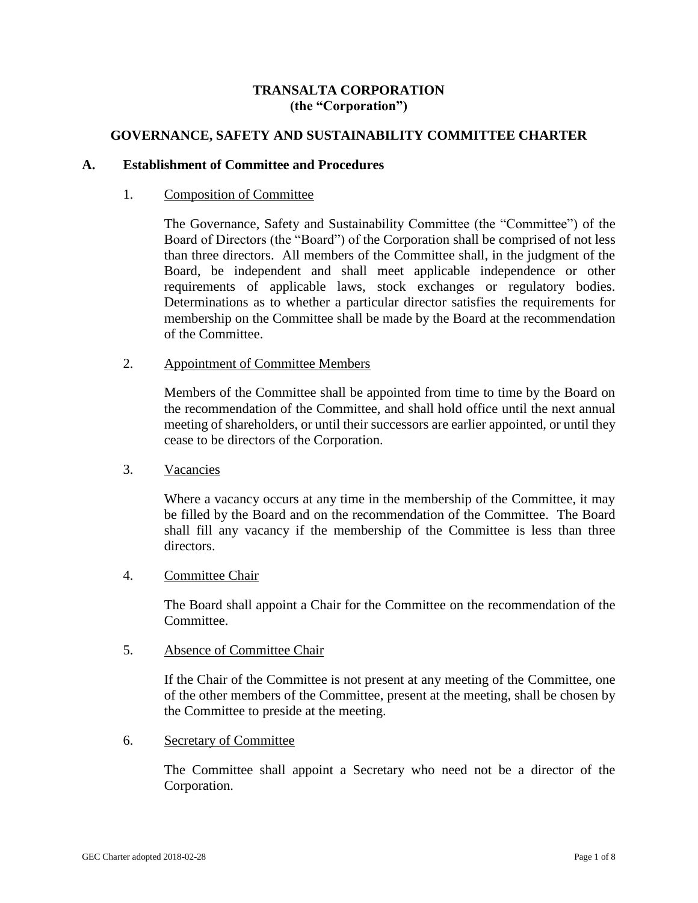# TRANSALTA CORPORATION
**(the "Corporation")**

## GOVERNANCE, SAFETY AND SUSTAINABILITY COMMITTEE CHARTER

### A. Establishment of Committee and Procedures

1. Composition of Committee

   The Governance, Safety and Sustainability Committee (the "Committee") of the Board of Directors (the "Board") of the Corporation shall be comprised of not less than three directors. All members of the Committee shall, in the judgment of the Board, be independent and shall meet applicable independence or other requirements of applicable laws, stock exchanges or regulatory bodies. Determinations as to whether a particular director satisfies the requirements for membership on the Committee shall be made by the Board at the recommendation of the Committee.

2. Appointment of Committee Members

   Members of the Committee shall be appointed from time to time by the Board on the recommendation of the Committee, and shall hold office until the next annual meeting of shareholders, or until their successors are earlier appointed, or until they cease to be directors of the Corporation.

3. Vacancies

   Where a vacancy occurs at any time in the membership of the Committee, it may be filled by the Board and on the recommendation of the Committee. The Board shall fill any vacancy if the membership of the Committee is less than three directors.

4. Committee Chair

   The Board shall appoint a Chair for the Committee on the recommendation of the Committee.

5. Absence of Committee Chair

   If the Chair of the Committee is not present at any meeting of the Committee, one of the other members of the Committee, present at the meeting, shall be chosen by the Committee to preside at the meeting.

6. Secretary of Committee

   The Committee shall appoint a Secretary who need not be a director of the Corporation.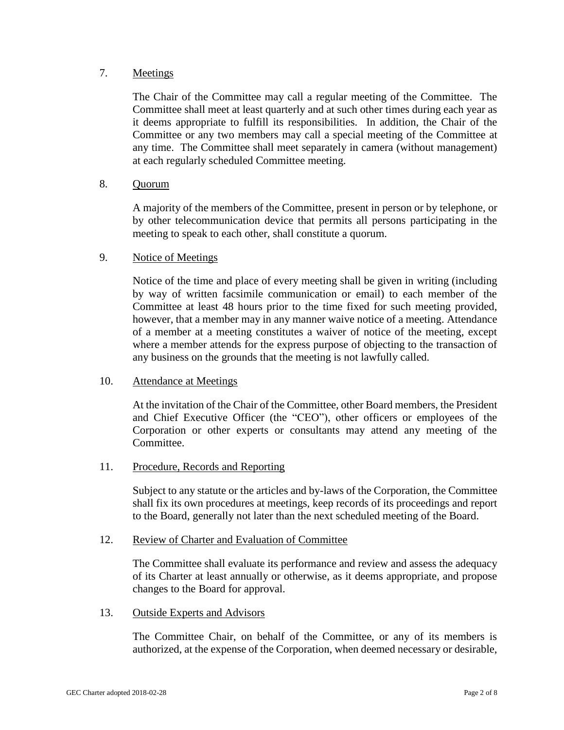7. Meetings

The Chair of the Committee may call a regular meeting of the Committee. The Committee shall meet at least quarterly and at such other times during each year as it deems appropriate to fulfill its responsibilities. In addition, the Chair of the Committee or any two members may call a special meeting of the Committee at any time. The Committee shall meet separately in camera (without management) at each regularly scheduled Committee meeting.

8. Quorum

A majority of the members of the Committee, present in person or by telephone, or by other telecommunication device that permits all persons participating in the meeting to speak to each other, shall constitute a quorum.

9. Notice of Meetings

Notice of the time and place of every meeting shall be given in writing (including by way of written facsimile communication or email) to each member of the Committee at least 48 hours prior to the time fixed for such meeting provided, however, that a member may in any manner waive notice of a meeting. Attendance of a member at a meeting constitutes a waiver of notice of the meeting, except where a member attends for the express purpose of objecting to the transaction of any business on the grounds that the meeting is not lawfully called.

10. Attendance at Meetings

At the invitation of the Chair of the Committee, other Board members, the President and Chief Executive Officer (the "CEO"), other officers or employees of the Corporation or other experts or consultants may attend any meeting of the Committee.

11. Procedure, Records and Reporting

Subject to any statute or the articles and by-laws of the Corporation, the Committee shall fix its own procedures at meetings, keep records of its proceedings and report to the Board, generally not later than the next scheduled meeting of the Board.

12. Review of Charter and Evaluation of Committee

The Committee shall evaluate its performance and review and assess the adequacy of its Charter at least annually or otherwise, as it deems appropriate, and propose changes to the Board for approval.

13. Outside Experts and Advisors

The Committee Chair, on behalf of the Committee, or any of its members is authorized, at the expense of the Corporation, when deemed necessary or desirable,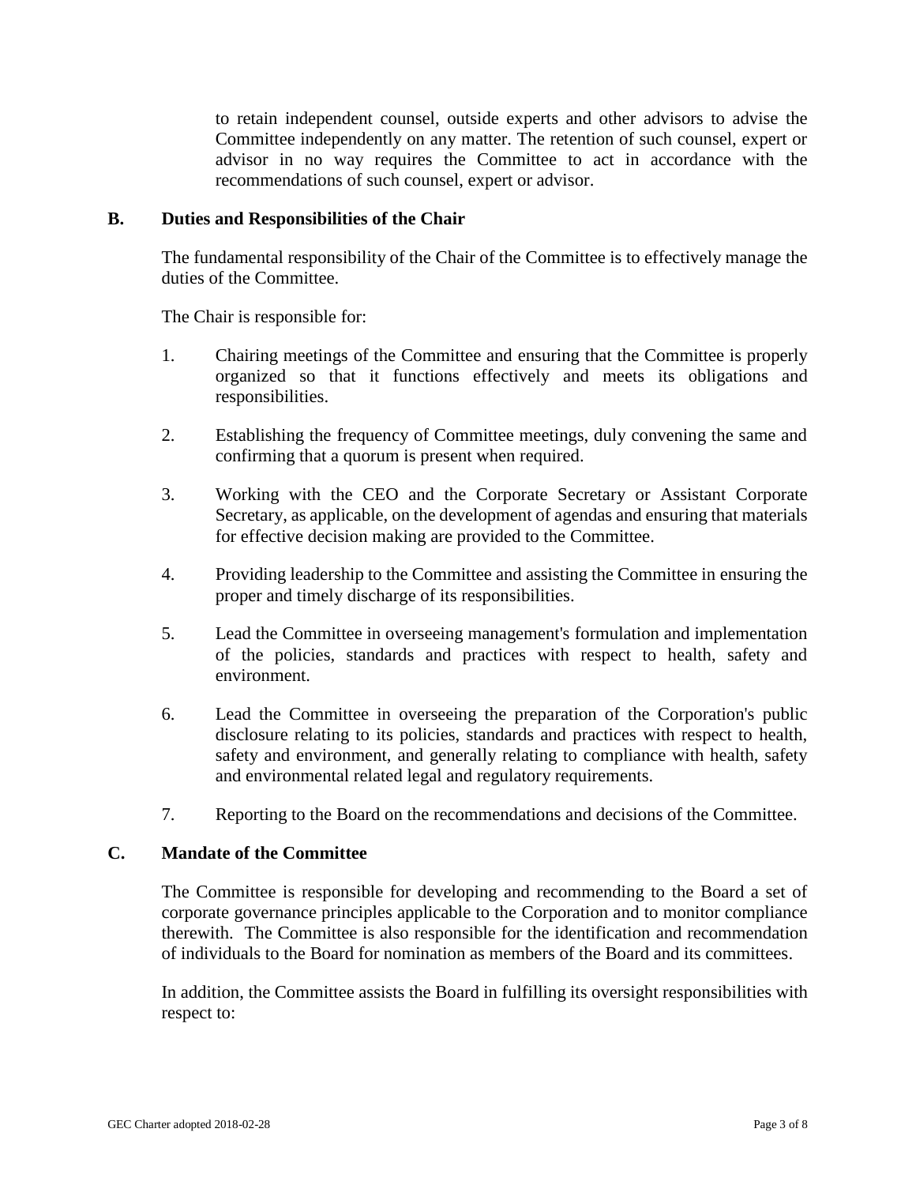to retain independent counsel, outside experts and other advisors to advise the Committee independently on any matter. The retention of such counsel, expert or advisor in no way requires the Committee to act in accordance with the recommendations of such counsel, expert or advisor.

## B. Duties and Responsibilities of the Chair

The fundamental responsibility of the Chair of the Committee is to effectively manage the duties of the Committee.

The Chair is responsible for:

1. Chairing meetings of the Committee and ensuring that the Committee is properly organized so that it functions effectively and meets its obligations and responsibilities.

2. Establishing the frequency of Committee meetings, duly convening the same and confirming that a quorum is present when required.

3. Working with the CEO and the Corporate Secretary or Assistant Corporate Secretary, as applicable, on the development of agendas and ensuring that materials for effective decision making are provided to the Committee.

4. Providing leadership to the Committee and assisting the Committee in ensuring the proper and timely discharge of its responsibilities.

5. Lead the Committee in overseeing management's formulation and implementation of the policies, standards and practices with respect to health, safety and environment.

6. Lead the Committee in overseeing the preparation of the Corporation's public disclosure relating to its policies, standards and practices with respect to health, safety and environment, and generally relating to compliance with health, safety and environmental related legal and regulatory requirements.

7. Reporting to the Board on the recommendations and decisions of the Committee.

## C. Mandate of the Committee

The Committee is responsible for developing and recommending to the Board a set of corporate governance principles applicable to the Corporation and to monitor compliance therewith. The Committee is also responsible for the identification and recommendation of individuals to the Board for nomination as members of the Board and its committees.

In addition, the Committee assists the Board in fulfilling its oversight responsibilities with respect to: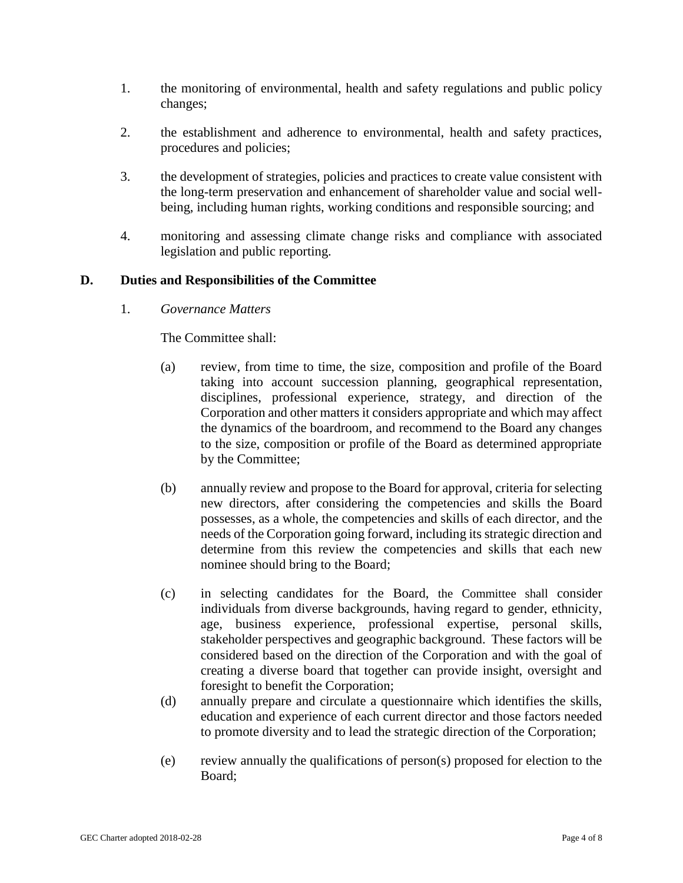1. the monitoring of environmental, health and safety regulations and public policy changes;

2. the establishment and adherence to environmental, health and safety practices, procedures and policies;

3. the development of strategies, policies and practices to create value consistent with the long-term preservation and enhancement of shareholder value and social well-being, including human rights, working conditions and responsible sourcing; and

4. monitoring and assessing climate change risks and compliance with associated legislation and public reporting.

## D. Duties and Responsibilities of the Committee

1. *Governance Matters*

   The Committee shall:

   (a) review, from time to time, the size, composition and profile of the Board taking into account succession planning, geographical representation, disciplines, professional experience, strategy, and direction of the Corporation and other matters it considers appropriate and which may affect the dynamics of the boardroom, and recommend to the Board any changes to the size, composition or profile of the Board as determined appropriate by the Committee;

   (b) annually review and propose to the Board for approval, criteria for selecting new directors, after considering the competencies and skills the Board possesses, as a whole, the competencies and skills of each director, and the needs of the Corporation going forward, including its strategic direction and determine from this review the competencies and skills that each new nominee should bring to the Board;

   (c) in selecting candidates for the Board, the Committee shall consider individuals from diverse backgrounds, having regard to gender, ethnicity, age, business experience, professional expertise, personal skills, stakeholder perspectives and geographic background. These factors will be considered based on the direction of the Corporation and with the goal of creating a diverse board that together can provide insight, oversight and foresight to benefit the Corporation;

   (d) annually prepare and circulate a questionnaire which identifies the skills, education and experience of each current director and those factors needed to promote diversity and to lead the strategic direction of the Corporation;

   (e) review annually the qualifications of person(s) proposed for election to the Board;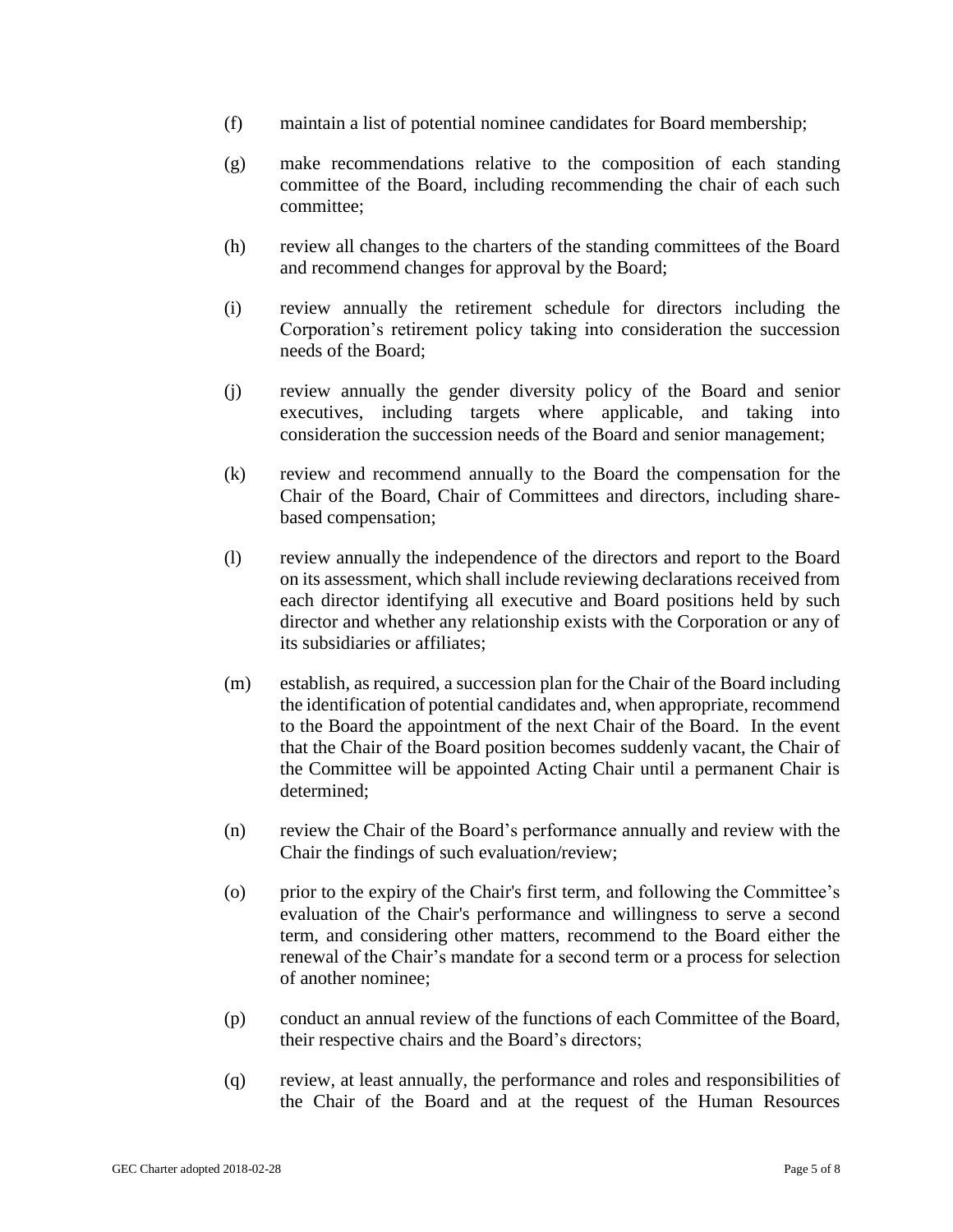(f) maintain a list of potential nominee candidates for Board membership;

(g) make recommendations relative to the composition of each standing committee of the Board, including recommending the chair of each such committee;

(h) review all changes to the charters of the standing committees of the Board and recommend changes for approval by the Board;

(i) review annually the retirement schedule for directors including the Corporation's retirement policy taking into consideration the succession needs of the Board;

(j) review annually the gender diversity policy of the Board and senior executives, including targets where applicable, and taking into consideration the succession needs of the Board and senior management;

(k) review and recommend annually to the Board the compensation for the Chair of the Board, Chair of Committees and directors, including share-based compensation;

(l) review annually the independence of the directors and report to the Board on its assessment, which shall include reviewing declarations received from each director identifying all executive and Board positions held by such director and whether any relationship exists with the Corporation or any of its subsidiaries or affiliates;

(m) establish, as required, a succession plan for the Chair of the Board including the identification of potential candidates and, when appropriate, recommend to the Board the appointment of the next Chair of the Board. In the event that the Chair of the Board position becomes suddenly vacant, the Chair of the Committee will be appointed Acting Chair until a permanent Chair is determined;

(n) review the Chair of the Board's performance annually and review with the Chair the findings of such evaluation/review;

(o) prior to the expiry of the Chair's first term, and following the Committee's evaluation of the Chair's performance and willingness to serve a second term, and considering other matters, recommend to the Board either the renewal of the Chair's mandate for a second term or a process for selection of another nominee;

(p) conduct an annual review of the functions of each Committee of the Board, their respective chairs and the Board's directors;

(q) review, at least annually, the performance and roles and responsibilities of the Chair of the Board and at the request of the Human Resources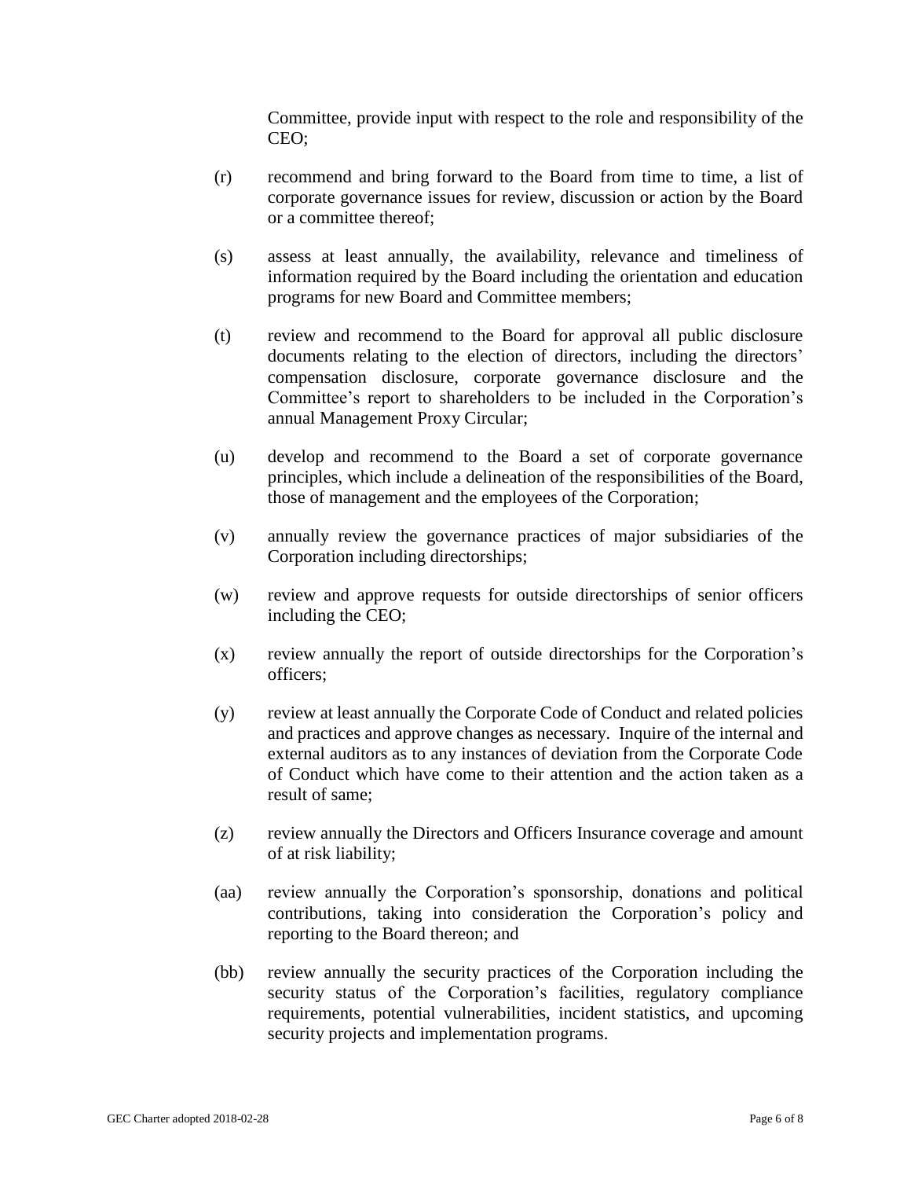Committee, provide input with respect to the role and responsibility of the CEO;

(r) recommend and bring forward to the Board from time to time, a list of corporate governance issues for review, discussion or action by the Board or a committee thereof;

(s) assess at least annually, the availability, relevance and timeliness of information required by the Board including the orientation and education programs for new Board and Committee members;

(t) review and recommend to the Board for approval all public disclosure documents relating to the election of directors, including the directors' compensation disclosure, corporate governance disclosure and the Committee's report to shareholders to be included in the Corporation's annual Management Proxy Circular;

(u) develop and recommend to the Board a set of corporate governance principles, which include a delineation of the responsibilities of the Board, those of management and the employees of the Corporation;

(v) annually review the governance practices of major subsidiaries of the Corporation including directorships;

(w) review and approve requests for outside directorships of senior officers including the CEO;

(x) review annually the report of outside directorships for the Corporation's officers;

(y) review at least annually the Corporate Code of Conduct and related policies and practices and approve changes as necessary. Inquire of the internal and external auditors as to any instances of deviation from the Corporate Code of Conduct which have come to their attention and the action taken as a result of same;

(z) review annually the Directors and Officers Insurance coverage and amount of at risk liability;

(aa) review annually the Corporation's sponsorship, donations and political contributions, taking into consideration the Corporation's policy and reporting to the Board thereon; and

(bb) review annually the security practices of the Corporation including the security status of the Corporation's facilities, regulatory compliance requirements, potential vulnerabilities, incident statistics, and upcoming security projects and implementation programs.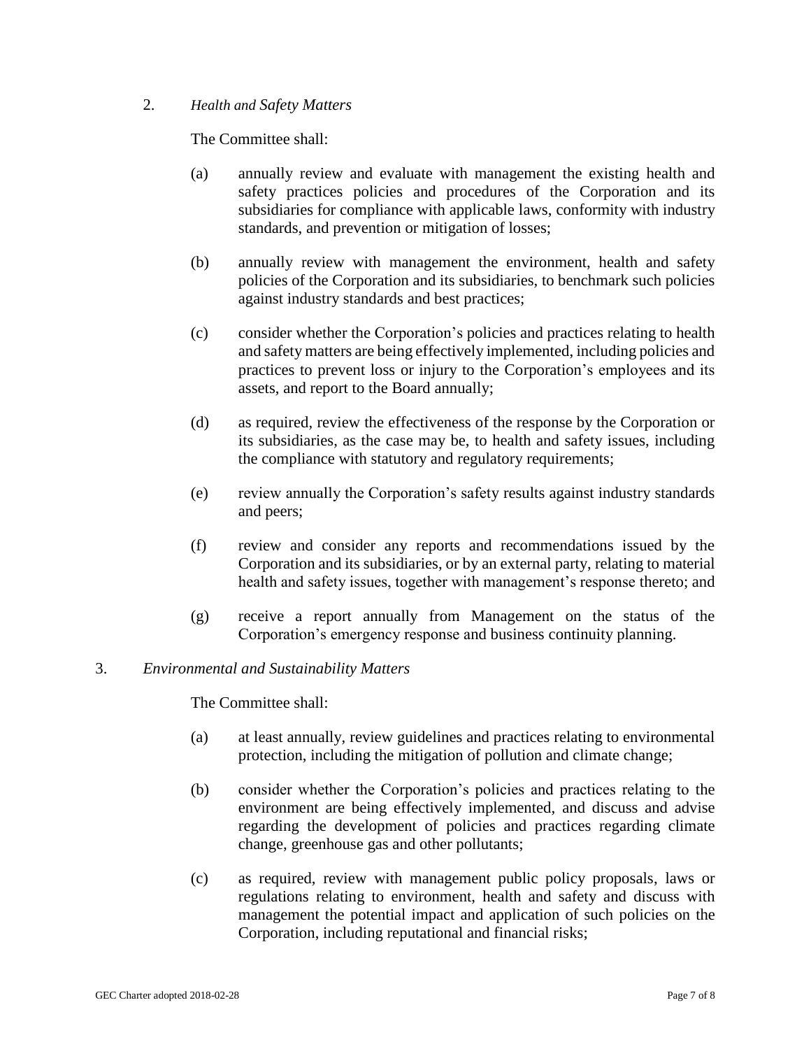2. *Health and Safety Matters*

   The Committee shall:

   (a) annually review and evaluate with management the existing health and safety practices policies and procedures of the Corporation and its subsidiaries for compliance with applicable laws, conformity with industry standards, and prevention or mitigation of losses;

   (b) annually review with management the environment, health and safety policies of the Corporation and its subsidiaries, to benchmark such policies against industry standards and best practices;

   (c) consider whether the Corporation's policies and practices relating to health and safety matters are being effectively implemented, including policies and practices to prevent loss or injury to the Corporation's employees and its assets, and report to the Board annually;

   (d) as required, review the effectiveness of the response by the Corporation or its subsidiaries, as the case may be, to health and safety issues, including the compliance with statutory and regulatory requirements;

   (e) review annually the Corporation's safety results against industry standards and peers;

   (f) review and consider any reports and recommendations issued by the Corporation and its subsidiaries, or by an external party, relating to material health and safety issues, together with management's response thereto; and

   (g) receive a report annually from Management on the status of the Corporation's emergency response and business continuity planning.

3. *Environmental and Sustainability Matters*

   The Committee shall:

   (a) at least annually, review guidelines and practices relating to environmental protection, including the mitigation of pollution and climate change;

   (b) consider whether the Corporation's policies and practices relating to the environment are being effectively implemented, and discuss and advise regarding the development of policies and practices regarding climate change, greenhouse gas and other pollutants;

   (c) as required, review with management public policy proposals, laws or regulations relating to environment, health and safety and discuss with management the potential impact and application of such policies on the Corporation, including reputational and financial risks;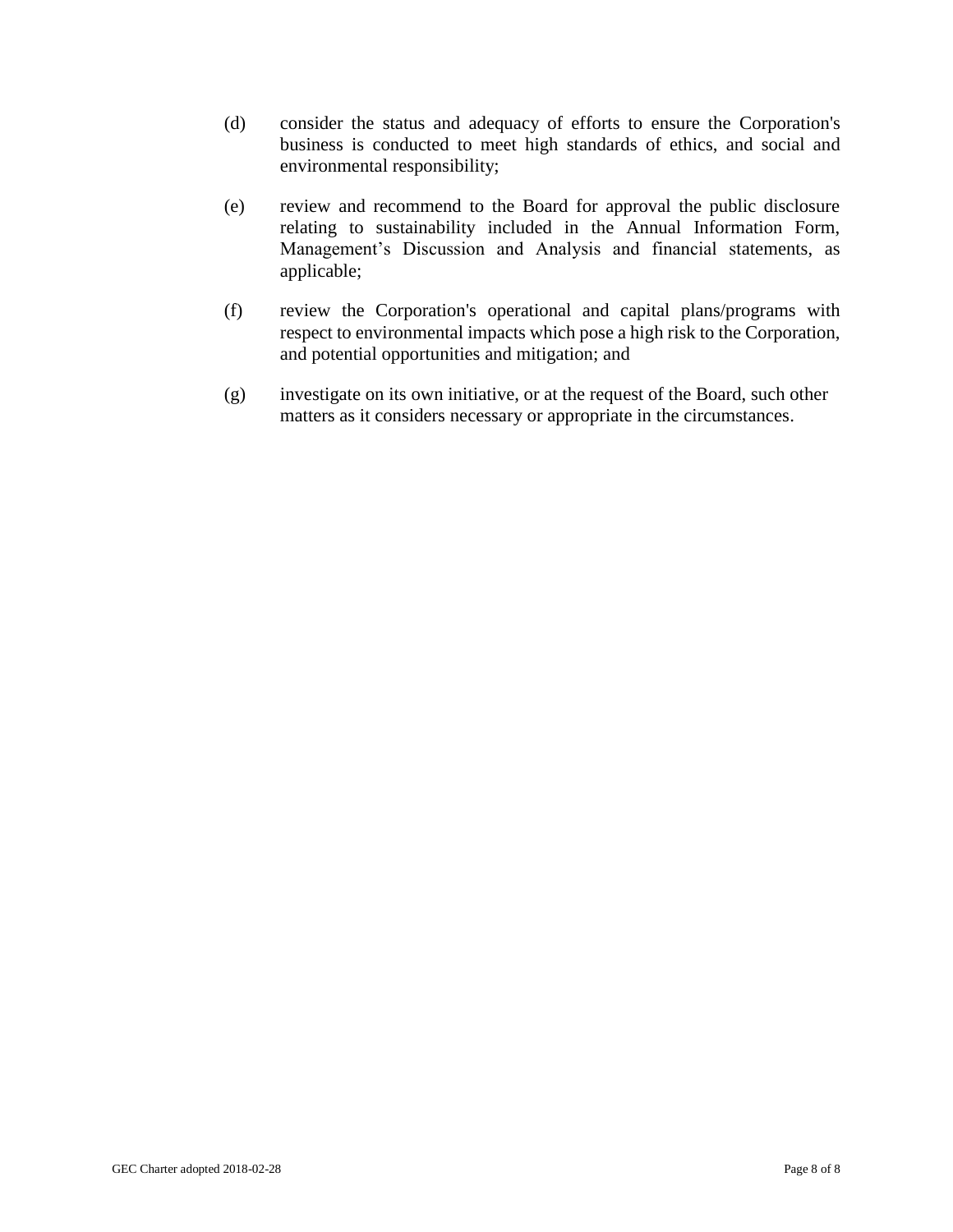(d) consider the status and adequacy of efforts to ensure the Corporation's business is conducted to meet high standards of ethics, and social and environmental responsibility;

(e) review and recommend to the Board for approval the public disclosure relating to sustainability included in the Annual Information Form, Management's Discussion and Analysis and financial statements, as applicable;

(f) review the Corporation's operational and capital plans/programs with respect to environmental impacts which pose a high risk to the Corporation, and potential opportunities and mitigation; and

(g) investigate on its own initiative, or at the request of the Board, such other matters as it considers necessary or appropriate in the circumstances.